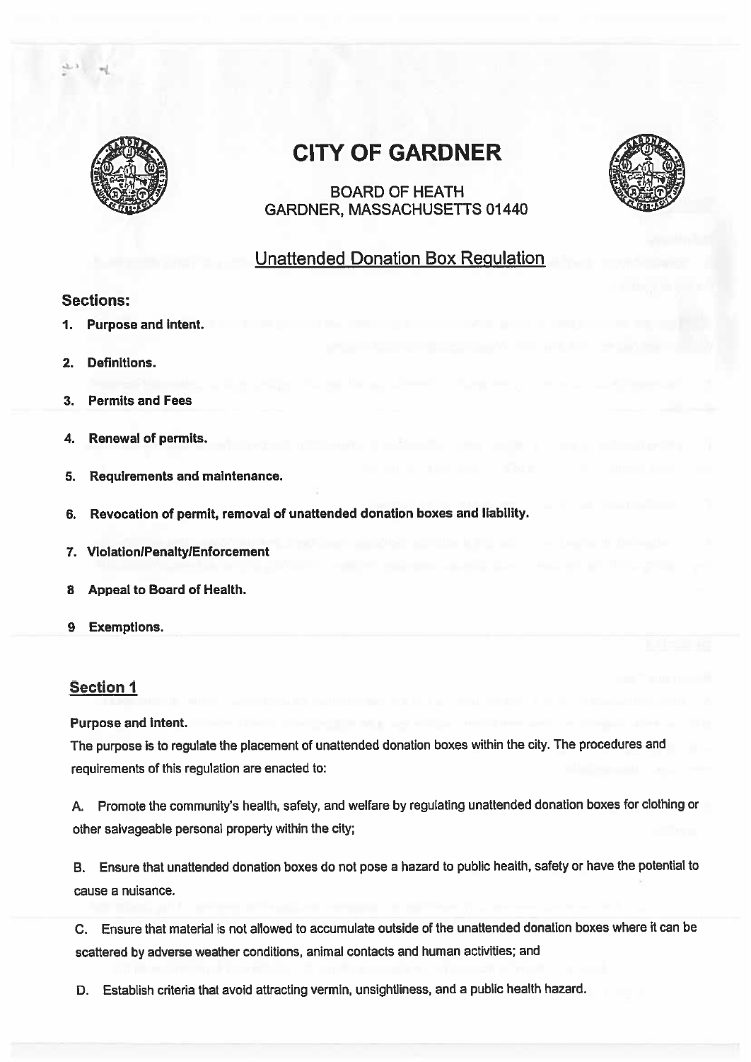# CITY OF GARDNER

BOARD OF HEATH
GARDNER, MASSACHUSETTS 01440

## Unattended Donation Box Regulation

### Sections:

1. **Purpose and Intent.**
2. **Definitions.**
3. **Permits and Fees**
4. **Renewal of permits.**
5. **Requirements and maintenance.**
6. **Revocation of permit, removal of unattended donation boxes and liability.**
7. **Violation/Penalty/Enforcement**
8. **Appeal to Board of Health.**
9. **Exemptions.**

### Section 1

**Purpose and Intent.**

The purpose is to regulate the placement of unattended donation boxes within the city. The procedures and requirements of this regulation are enacted to:

A. Promote the community's health, safety, and welfare by regulating unattended donation boxes for clothing or other salvageable personal property within the city;

B. Ensure that unattended donation boxes do not pose a hazard to public health, safety or have the potential to cause a nuisance.

C. Ensure that material is not allowed to accumulate outside of the unattended donation boxes where it can be scattered by adverse weather conditions, animal contacts and human activities; and

D. Establish criteria that avoid attracting vermin, unsightliness, and a public health hazard.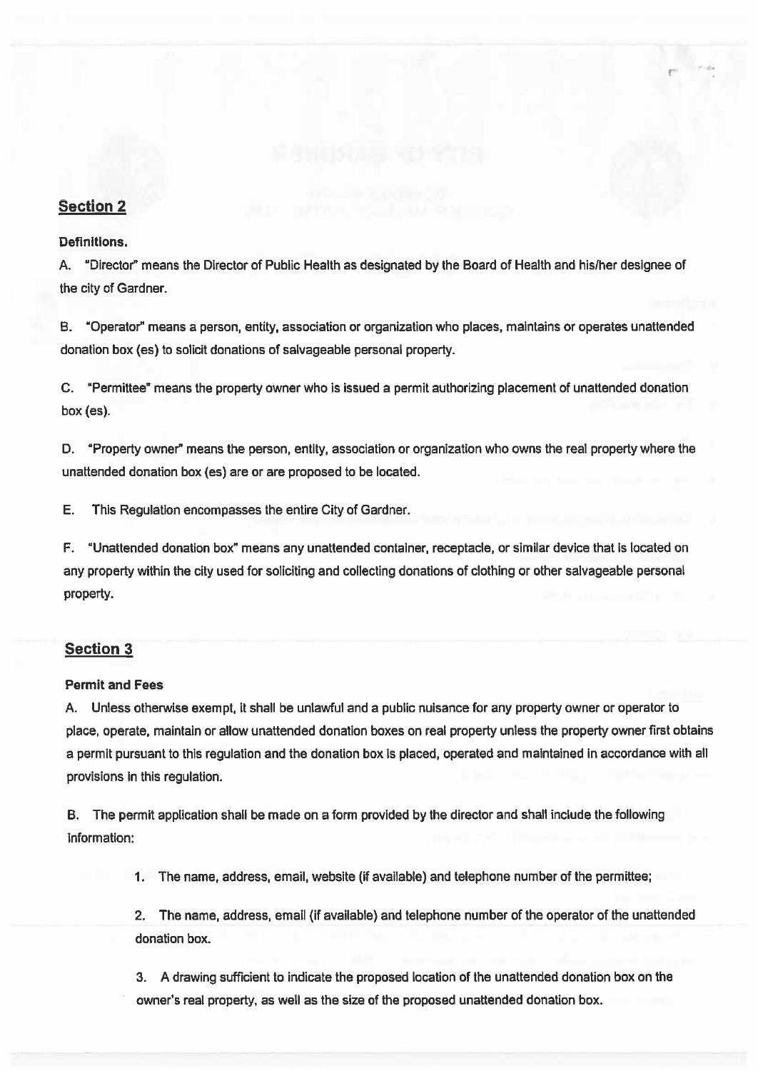## Section 2

**Definitions.**

A. "Director" means the Director of Public Health as designated by the Board of Health and his/her designee of the city of Gardner.

B. "Operator" means a person, entity, association or organization who places, maintains or operates unattended donation box (es) to solicit donations of salvageable personal property.

C. "Permittee" means the property owner who is issued a permit authorizing placement of unattended donation box (es).

D. "Property owner" means the person, entity, association or organization who owns the real property where the unattended donation box (es) are or are proposed to be located.

E. This Regulation encompasses the entire City of Gardner.

F. "Unattended donation box" means any unattended container, receptacle, or similar device that is located on any property within the city used for soliciting and collecting donations of clothing or other salvageable personal property.

## Section 3

**Permit and Fees**

A. Unless otherwise exempt, it shall be unlawful and a public nuisance for any property owner or operator to place, operate, maintain or allow unattended donation boxes on real property unless the property owner first obtains a permit pursuant to this regulation and the donation box is placed, operated and maintained in accordance with all provisions in this regulation.

B. The permit application shall be made on a form provided by the director and shall include the following information:

1. The name, address, email, website (if available) and telephone number of the permittee;

2. The name, address, email (if available) and telephone number of the operator of the unattended donation box.

3. A drawing sufficient to indicate the proposed location of the unattended donation box on the owner's real property, as well as the size of the proposed unattended donation box.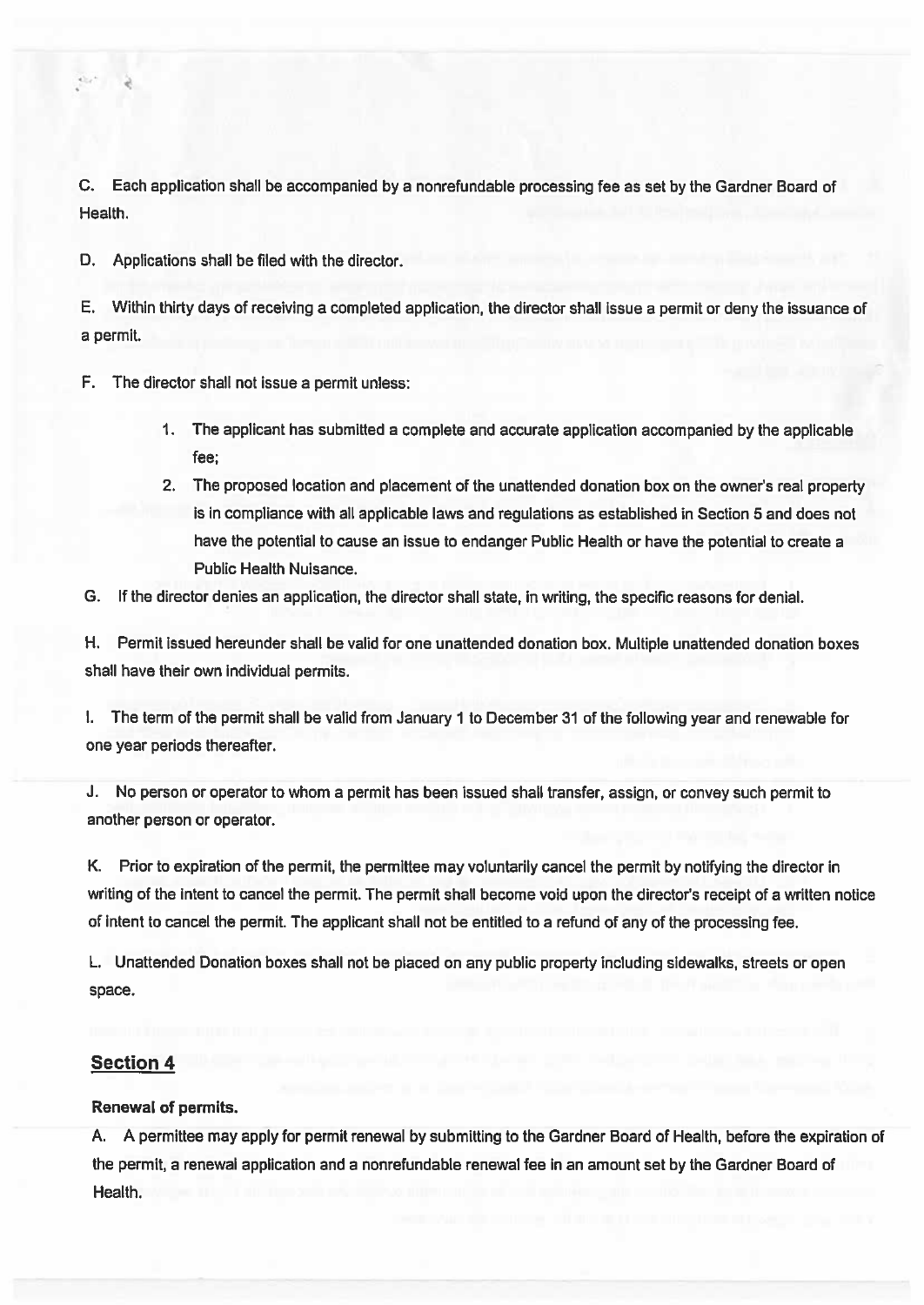C. Each application shall be accompanied by a nonrefundable processing fee as set by the Gardner Board of Health.

D. Applications shall be filed with the director.

E. Within thirty days of receiving a completed application, the director shall issue a permit or deny the issuance of a permit.

F. The director shall not issue a permit unless:

1. The applicant has submitted a complete and accurate application accompanied by the applicable fee;
2. The proposed location and placement of the unattended donation box on the owner's real property is in compliance with all applicable laws and regulations as established in Section 5 and does not have the potential to cause an issue to endanger Public Health or have the potential to create a Public Health Nuisance.

G. If the director denies an application, the director shall state, in writing, the specific reasons for denial.

H. Permit issued hereunder shall be valid for one unattended donation box. Multiple unattended donation boxes shall have their own individual permits.

I. The term of the permit shall be valid from January 1 to December 31 of the following year and renewable for one year periods thereafter.

J. No person or operator to whom a permit has been issued shall transfer, assign, or convey such permit to another person or operator.

K. Prior to expiration of the permit, the permittee may voluntarily cancel the permit by notifying the director in writing of the intent to cancel the permit. The permit shall become void upon the director's receipt of a written notice of intent to cancel the permit. The applicant shall not be entitled to a refund of any of the processing fee.

L. Unattended Donation boxes shall not be placed on any public property including sidewalks, streets or open space.

## Section 4

**Renewal of permits.**

A. A permittee may apply for permit renewal by submitting to the Gardner Board of Health, before the expiration of the permit, a renewal application and a nonrefundable renewal fee in an amount set by the Gardner Board of Health.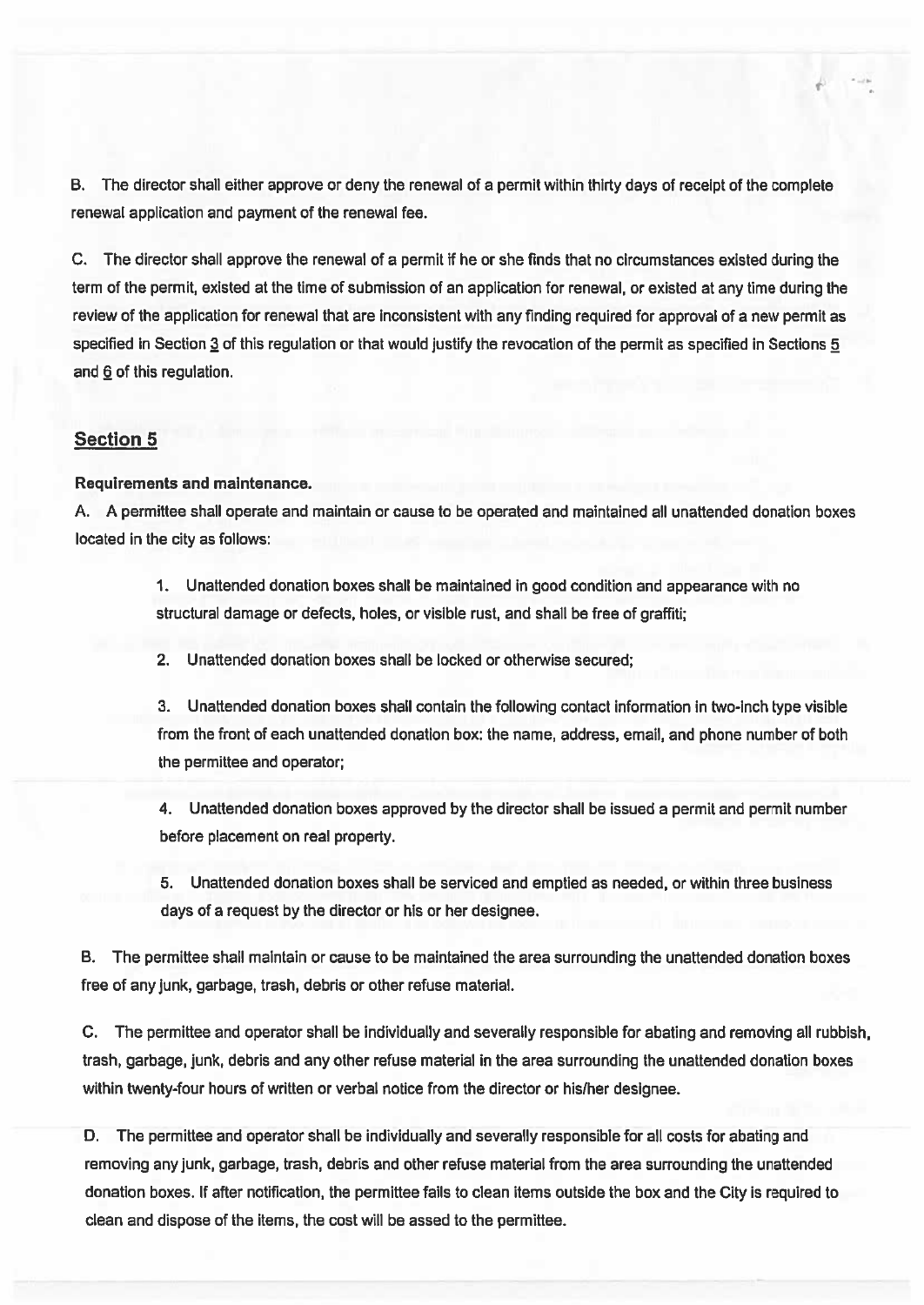B. The director shall either approve or deny the renewal of a permit within thirty days of receipt of the complete renewal application and payment of the renewal fee.

C. The director shall approve the renewal of a permit if he or she finds that no circumstances existed during the term of the permit, existed at the time of submission of an application for renewal, or existed at any time during the review of the application for renewal that are inconsistent with any finding required for approval of a new permit as specified in Section 3 of this regulation or that would justify the revocation of the permit as specified in Sections 5 and 6 of this regulation.

## Section 5

**Requirements and maintenance.**

A. A permittee shall operate and maintain or cause to be operated and maintained all unattended donation boxes located in the city as follows:

1. Unattended donation boxes shall be maintained in good condition and appearance with no structural damage or defects, holes, or visible rust, and shall be free of graffiti;

2. Unattended donation boxes shall be locked or otherwise secured;

3. Unattended donation boxes shall contain the following contact information in two-inch type visible from the front of each unattended donation box: the name, address, email, and phone number of both the permittee and operator;

4. Unattended donation boxes approved by the director shall be issued a permit and permit number before placement on real property.

5. Unattended donation boxes shall be serviced and emptied as needed, or within three business days of a request by the director or his or her designee.

B. The permittee shall maintain or cause to be maintained the area surrounding the unattended donation boxes free of any junk, garbage, trash, debris or other refuse material.

C. The permittee and operator shall be individually and severally responsible for abating and removing all rubbish, trash, garbage, junk, debris and any other refuse material in the area surrounding the unattended donation boxes within twenty-four hours of written or verbal notice from the director or his/her designee.

D. The permittee and operator shall be individually and severally responsible for all costs for abating and removing any junk, garbage, trash, debris and other refuse material from the area surrounding the unattended donation boxes. If after notification, the permittee fails to clean items outside the box and the City is required to clean and dispose of the items, the cost will be assed to the permittee.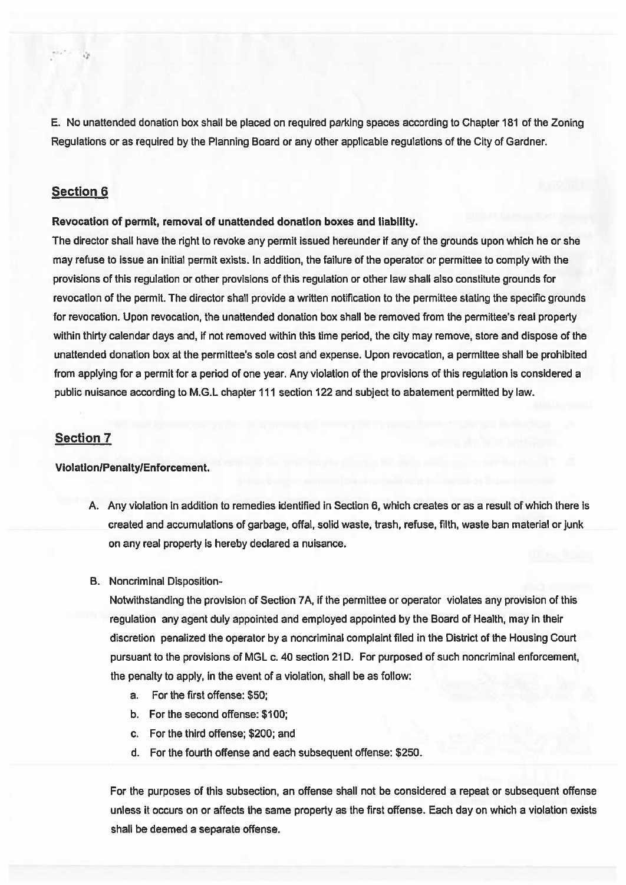E. No unattended donation box shall be placed on required parking spaces according to Chapter 181 of the Zoning Regulations or as required by the Planning Board or any other applicable regulations of the City of Gardner.

## Section 6

**Revocation of permit, removal of unattended donation boxes and liability.**

The director shall have the right to revoke any permit issued hereunder if any of the grounds upon which he or she may refuse to issue an initial permit exists. In addition, the failure of the operator or permittee to comply with the provisions of this regulation or other provisions of this regulation or other law shall also constitute grounds for revocation of the permit. The director shall provide a written notification to the permittee stating the specific grounds for revocation. Upon revocation, the unattended donation box shall be removed from the permittee's real property within thirty calendar days and, if not removed within this time period, the city may remove, store and dispose of the unattended donation box at the permittee's sole cost and expense. Upon revocation, a permittee shall be prohibited from applying for a permit for a period of one year. Any violation of the provisions of this regulation is considered a public nuisance according to M.G.L chapter 111 section 122 and subject to abatement permitted by law.

## Section 7

**Violation/Penalty/Enforcement.**

A. Any violation in addition to remedies identified in Section 6, which creates or as a result of which there is created and accumulations of garbage, offal, solid waste, trash, refuse, filth, waste ban material or junk on any real property is hereby declared a nuisance.

B. Noncriminal Disposition-

Notwithstanding the provision of Section 7A, if the permittee or operator violates any provision of this regulation any agent duly appointed and employed appointed by the Board of Health, may in their discretion penalized the operator by a noncriminal complaint filed in the District of the Housing Court pursuant to the provisions of MGL c. 40 section 21D. For purposed of such noncriminal enforcement, the penalty to apply, in the event of a violation, shall be as follow:

a. For the first offense: $50;
b. For the second offense: $100;
c. For the third offense; $200; and
d. For the fourth offense and each subsequent offense: $250.

For the purposes of this subsection, an offense shall not be considered a repeat or subsequent offense unless it occurs on or affects the same property as the first offense. Each day on which a violation exists shall be deemed a separate offense.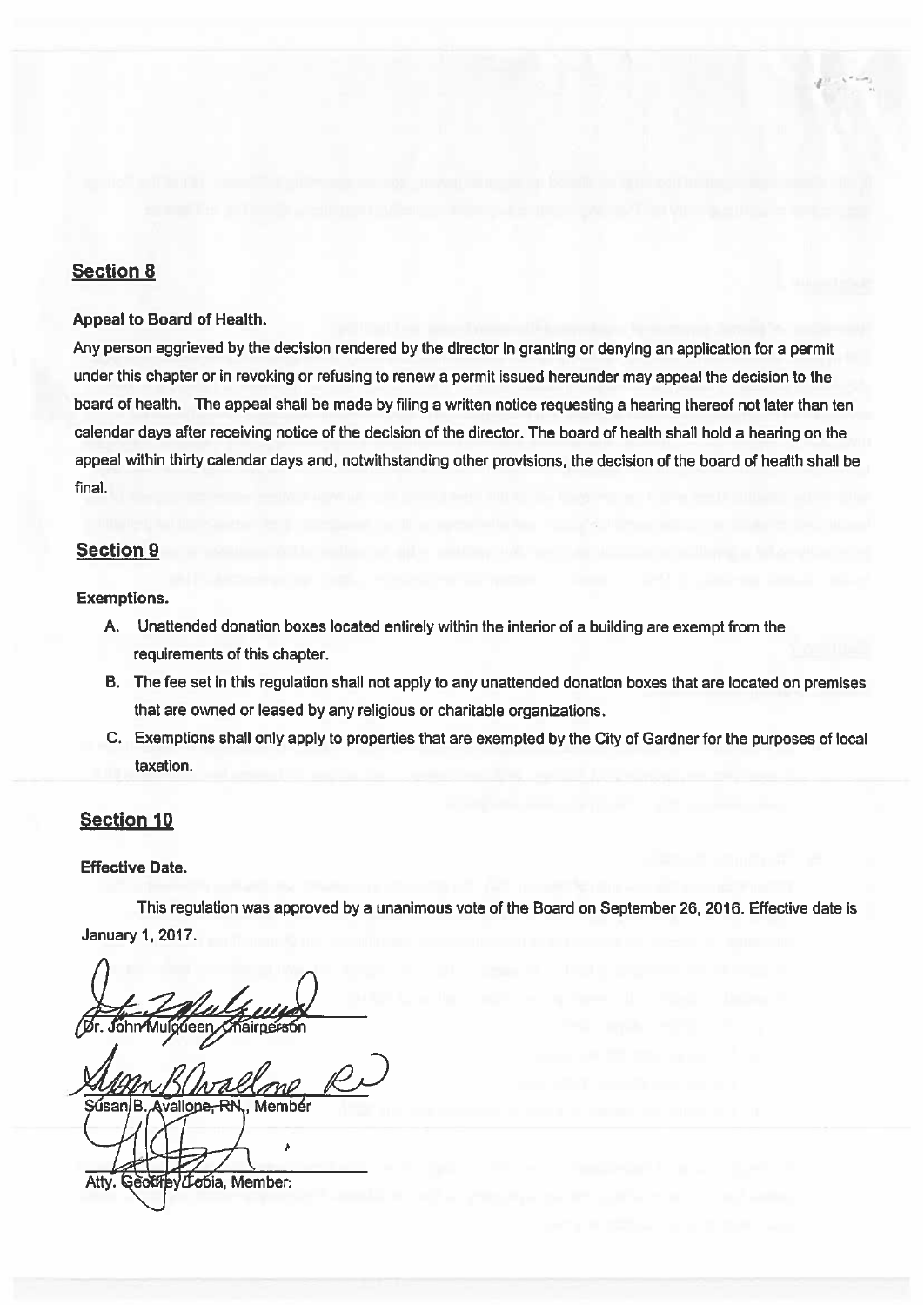## Section 8

**Appeal to Board of Health.**

Any person aggrieved by the decision rendered by the director in granting or denying an application for a permit under this chapter or in revoking or refusing to renew a permit issued hereunder may appeal the decision to the board of health. The appeal shall be made by filing a written notice requesting a hearing thereof not later than ten calendar days after receiving notice of the decision of the director. The board of health shall hold a hearing on the appeal within thirty calendar days and, notwithstanding other provisions, the decision of the board of health shall be final.

## Section 9

**Exemptions.**

A. Unattended donation boxes located entirely within the interior of a building are exempt from the requirements of this chapter.

B. The fee set in this regulation shall not apply to any unattended donation boxes that are located on premises that are owned or leased by any religious or charitable organizations.

C. Exemptions shall only apply to properties that are exempted by the City of Gardner for the purposes of local taxation.

## Section 10

**Effective Date.**

This regulation was approved by a unanimous vote of the Board on September 26, 2016. Effective date is January 1, 2017.

Dr. John Mulqueen, Chairperson

Susan B. Avallone, RN., Member

Atty. Geoffrey Tobia, Member.